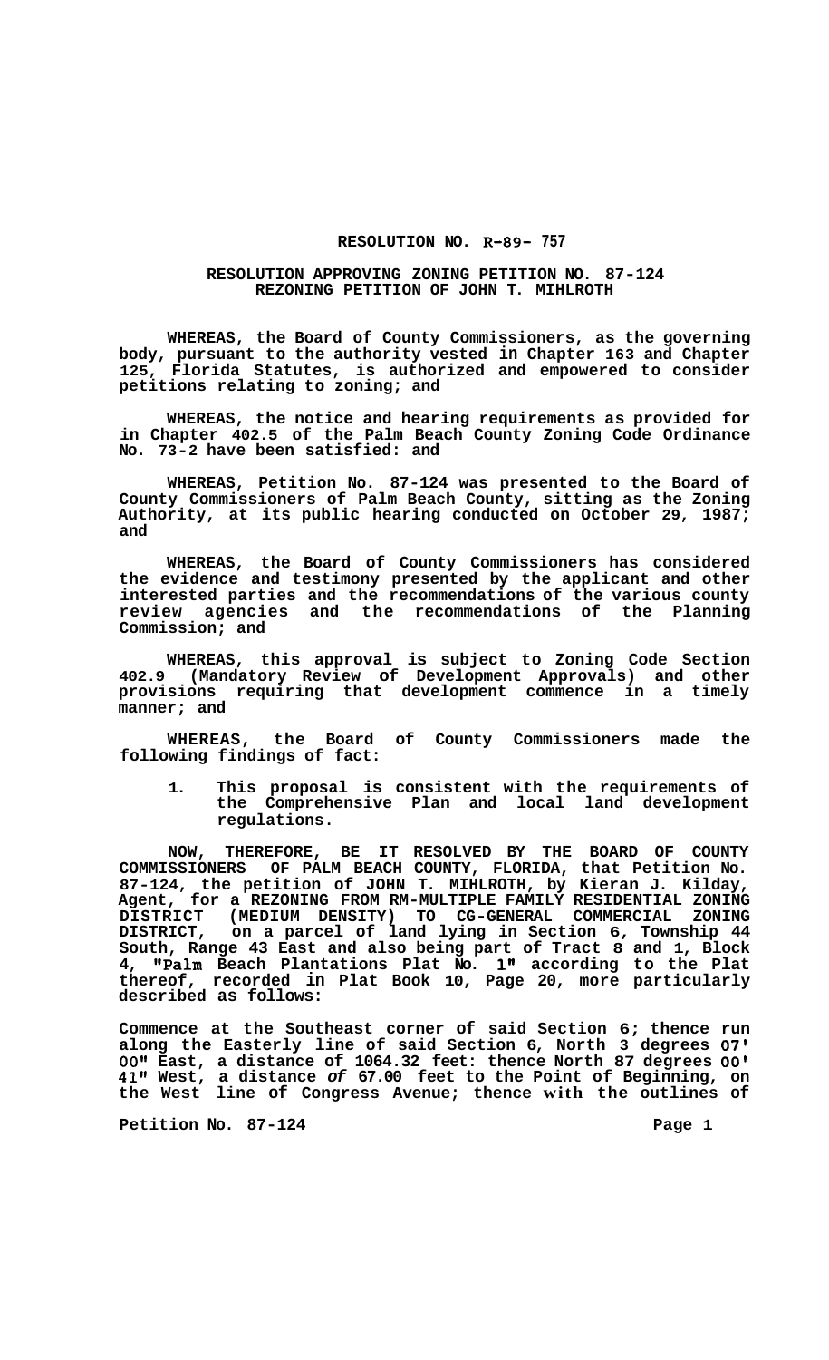# RESOLUTION NO. R-89- 757

## RESOLUTION APPROVING ZONING PETITION NO. 87-124 REZONING PETITION OF JOHN T. MIHLROTH

**WHEREAS, the Board of County Commissioners, as the governing body, pursuant to the authority vested in Chapter 163 and Chapter 125, Florida Statutes, is authorized and empowered to consider petitions relating to zoning; and**

**WHEREAS, the notice and hearing requirements as provided for in Chapter 402.5 of the Palm Beach County Zoning Code Ordinance No. 73-2 have been satisfied: and**

**WHEREAS, Petition No. 87-124 was presented to the Board of County Commissioners of Palm Beach County, sitting as the Zoning Authority, at its public hearing conducted on October 29, 1987; and**

**WHEREAS, the Board of County Commissioners has considered the evidence and testimony presented by the applicant and other interested parties and the recommendations of the various county review agencies and the recommendations of the Planning Commission; and**

**WHEREAS, this approval is subject to Zoning Code Section 402.9 (Mandatory Review of Development Approvals) and other provisions requiring that development commence in a timely manner; and**

**WHEREAS, the Board of County Commissioners made the following findings of fact:**

1. **This proposal is consistent with the requirements of the Comprehensive Plan and local land development regulations.**

**NOW, THEREFORE, BE IT RESOLVED BY THE BOARD OF COUNTY COMMISSIONERS OF PALM BEACH COUNTY, FLORIDA, that Petition No. 87-124, the petition of JOHN T. MIHLROTH, by Kieran J. Kilday, Agent, for a REZONING FROM RM-MULTIPLE FAMILY RESIDENTIAL ZONING DISTRICT (MEDIUM DENSITY) TO CG-GENERAL COMMERCIAL ZONING DISTRICT, on a parcel of land lying in Section 6, Township 44 South, Range 43 East and also being part of Tract 8 and 1, Block 4, "Palm Beach Plantations Plat No. 1" according to the Plat thereof, recorded in Plat Book 10, Page 20, more particularly described as follows:**

**Commence at the Southeast corner of said Section 6; thence run along the Easterly line of said Section 6, North 3 degrees 07' 00" East, a distance of 1064.32 feet: thence North 87 degrees 00' 41" West, a distance of 67.00 feet to the Point of Beginning, on the West line of Congress Avenue; thence with the outlines of**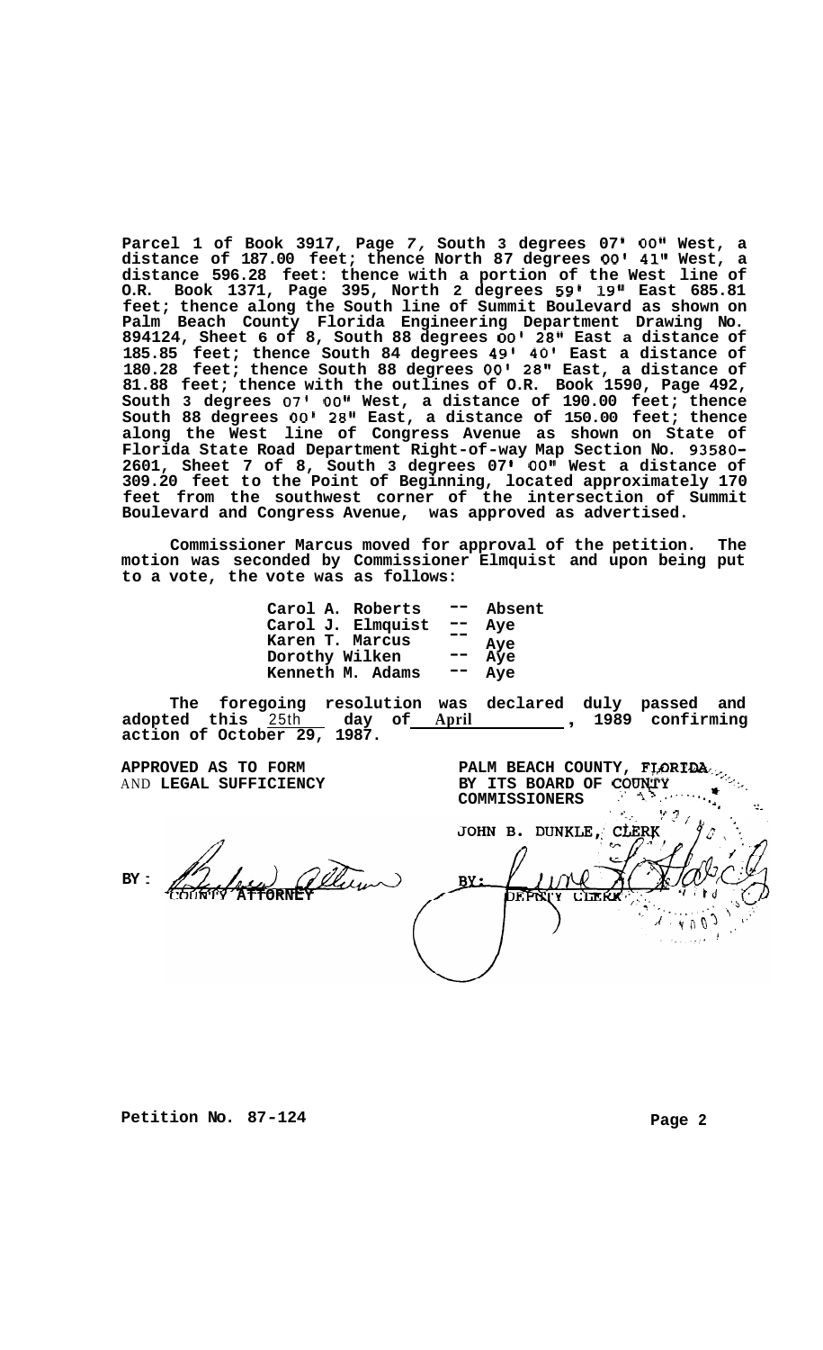**Parcel 1 of Book 3917, Page 7, South 3 degrees 07' 00" West, a distance of 187.00 feet; thence North 87 degrees 00' 41" West, a distance 596.28 feet: thence with a portion of the West line of O.R. Book 1371, Page 395, North 2 degrees 59' 19" East 685.81 feet; thence along the South line of Summit Boulevard as shown on Palm Beach County Florida Engineering Department Drawing No. 894124, Sheet 6 of 8, South 88 degrees 00' 28" East a distance of 185.85 feet; thence South 84 degrees 49' 40' East a distance of 180.28 feet; thence South 88 degrees 00' 28" East, a distance of 81.88 feet; thence with the outlines of O.R. Book 1590, Page 492, South 3 degrees 07' 00" West, a distance of 190.00 feet; thence South 88 degrees 00' 28" East, a distance of 150.00 feet; thence along the West line of Congress Avenue as shown on State of Florida State Road Department Right-of-way Map Section No. 93580-2601, Sheet 7 of 8, South 3 degrees 07' 00" West a distance of 309.20 feet to the Point of Beginning, located approximately 170 feet from the southwest corner of the intersection of Summit Boulevard and Congress Avenue, was approved as advertised.**

**Commissioner Marcus moved for approval of the petition. The motion was seconded by Commissioner Elmquist and upon being put to a vote, the vote was as follows:**

| | | |
|---|---|---|
| **Carol A. Roberts** | **--** | **Absent** |
| **Carol J. Elmquist** | **--** | **Aye** |
| **Karen T. Marcus** | **--** | **Aye** |
| **Dorothy Wilken** | **--** | **Aye** |
| **Kenneth M. Adams** | **--** | **Aye** |

**The foregoing resolution was declared duly passed and adopted this** 25th **day of** April **, 1989 confirming action of October 29, 1987.**

**APPROVED AS TO FORM AND LEGAL SUFFICIENCY**

**BY:** ______________ **COUNTY ATTORNEY**

**PALM BEACH COUNTY, FLORIDA BY ITS BOARD OF COUNTY COMMISSIONERS**

JOHN B. DUNKLE, CLERK

BY: ______________ DEPUTY CLERK

**Petition No. 87-124**